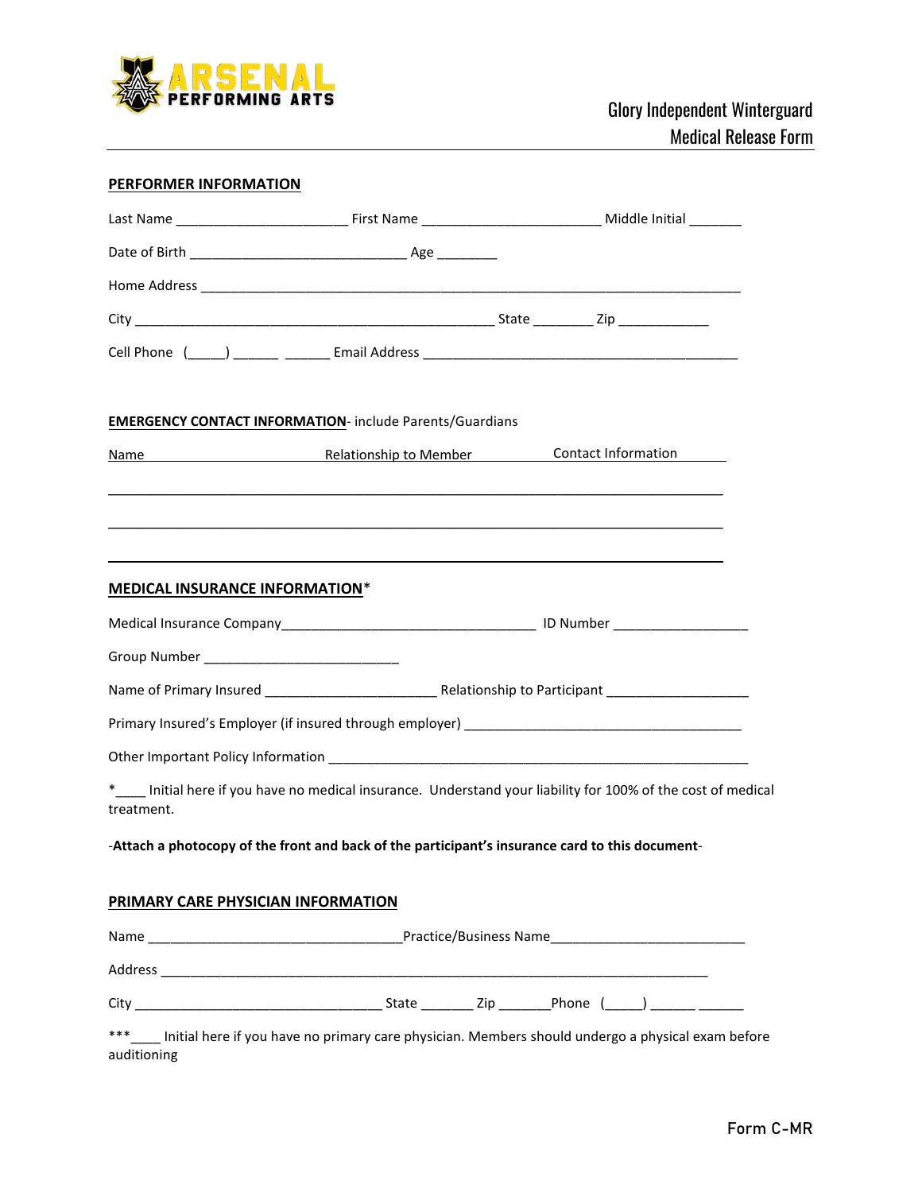ARSENAL PERFORMING ARTS

Glory Independent Winterguard
Medical Release Form

## PERFORMER INFORMATION

Last Name ______________________ First Name ________________________ Middle Initial _______

Date of Birth ____________________________ Age ________

Home Address ______________________________________________________________________

City _______________________________________________ State ________ Zip ____________

Cell Phone (_____) ______ ______ Email Address __________________________________________

## EMERGENCY CONTACT INFORMATION- include Parents/Guardians

| Name | Relationship to Member | Contact Information |
|---|---|---|
| | | |
| | | |
| | | |

## MEDICAL INSURANCE INFORMATION*

Medical Insurance Company_________________________________ ID Number __________________

Group Number _________________________

Name of Primary Insured ______________________ Relationship to Participant ___________________

Primary Insured's Employer (if insured through employer) _____________________________________

Other Important Policy Information ______________________________________________________

*____ Initial here if you have no medical insurance. Understand your liability for 100% of the cost of medical treatment.

-**Attach a photocopy of the front and back of the participant's insurance card to this document**-

## PRIMARY CARE PHYSICIAN INFORMATION

Name _________________________________Practice/Business Name__________________________

Address ____________________________________________________________________________

City ________________________________ State _______ Zip _______Phone (_____) ______ ______

***____ Initial here if you have no primary care physician. Members should undergo a physical exam before auditioning

Form C-MR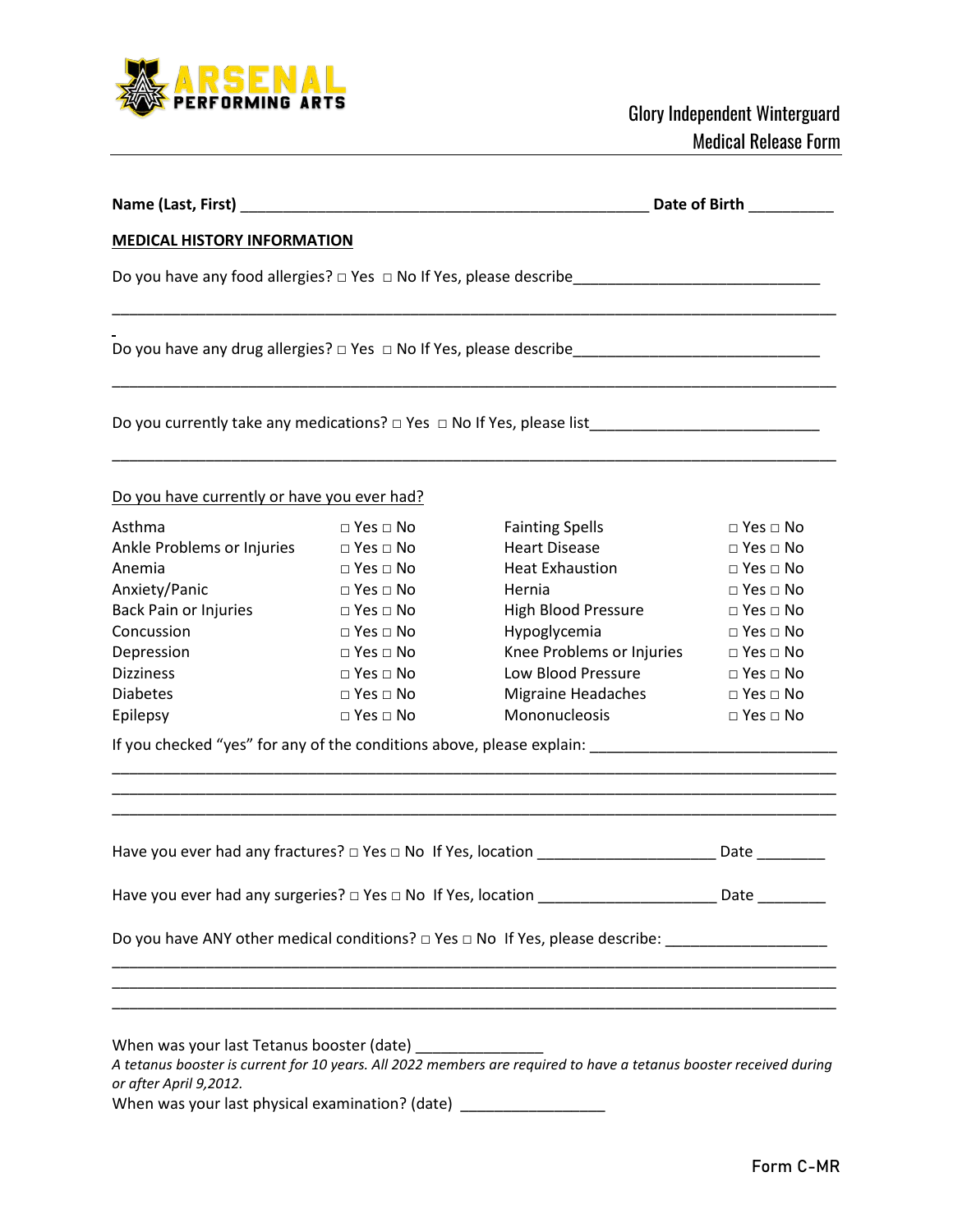ARSENAL PERFORMING ARTS

Glory Independent Winterguard
Medical Release Form

**Name (Last, First)** _______________________________________________ **Date of Birth** __________

**MEDICAL HISTORY INFORMATION**

Do you have any food allergies? □ Yes □ No If Yes, please describe____________________________

_______________________________________________________________________________

Do you have any drug allergies? □ Yes □ No If Yes, please describe____________________________

_______________________________________________________________________________

Do you currently take any medications? □ Yes □ No If Yes, please list__________________________

_______________________________________________________________________________

Do you have currently or have you ever had?

| Condition | | Condition | |
|---|---|---|---|
| Asthma | □ Yes □ No | Fainting Spells | □ Yes □ No |
| Ankle Problems or Injuries | □ Yes □ No | Heart Disease | □ Yes □ No |
| Anemia | □ Yes □ No | Heat Exhaustion | □ Yes □ No |
| Anxiety/Panic | □ Yes □ No | Hernia | □ Yes □ No |
| Back Pain or Injuries | □ Yes □ No | High Blood Pressure | □ Yes □ No |
| Concussion | □ Yes □ No | Hypoglycemia | □ Yes □ No |
| Depression | □ Yes □ No | Knee Problems or Injuries | □ Yes □ No |
| Dizziness | □ Yes □ No | Low Blood Pressure | □ Yes □ No |
| Diabetes | □ Yes □ No | Migraine Headaches | □ Yes □ No |
| Epilepsy | □ Yes □ No | Mononucleosis | □ Yes □ No |

If you checked "yes" for any of the conditions above, please explain: ____________________________

_______________________________________________________________________________
_______________________________________________________________________________
_______________________________________________________________________________

Have you ever had any fractures? □ Yes □ No If Yes, location _____________________ Date ________

Have you ever had any surgeries? □ Yes □ No If Yes, location _____________________ Date ________

Do you have ANY other medical conditions? □ Yes □ No If Yes, please describe: ___________________

_______________________________________________________________________________
_______________________________________________________________________________
_______________________________________________________________________________

When was your last Tetanus booster (date) _______________

*A tetanus booster is current for 10 years. All 2022 members are required to have a tetanus booster received during or after April 9,2012.*

When was your last physical examination? (date) _________________

Form C-MR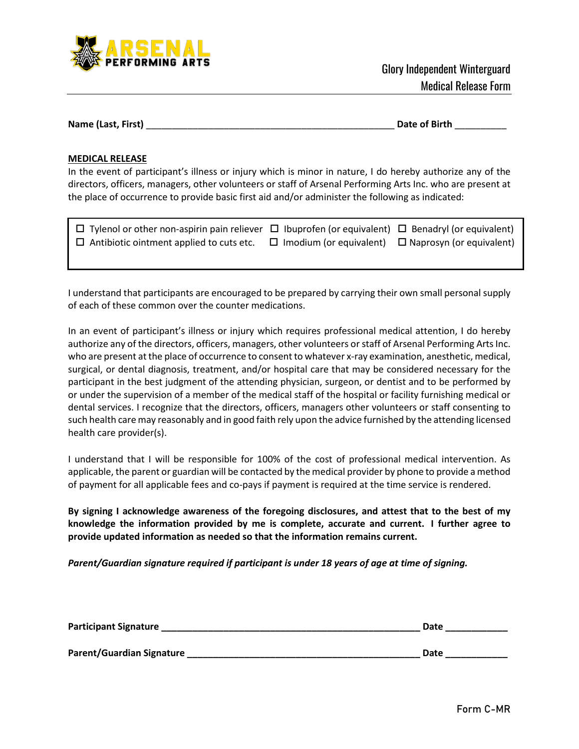ARSENAL PERFORMING ARTS

Glory Independent Winterguard
Medical Release Form

**Name (Last, First)** ________________________________________________ **Date of Birth** __________

**MEDICAL RELEASE**

In the event of participant's illness or injury which is minor in nature, I do hereby authorize any of the directors, officers, managers, other volunteers or staff of Arsenal Performing Arts Inc. who are present at the place of occurrence to provide basic first aid and/or administer the following as indicated:

| | | |
|---|---|---|
| ☐ Tylenol or other non-aspirin pain reliever | ☐ Ibuprofen (or equivalent) | ☐ Benadryl (or equivalent) |
| ☐ Antibiotic ointment applied to cuts etc. | ☐ Imodium (or equivalent) | ☐ Naprosyn (or equivalent) |

I understand that participants are encouraged to be prepared by carrying their own small personal supply of each of these common over the counter medications.

In an event of participant's illness or injury which requires professional medical attention, I do hereby authorize any of the directors, officers, managers, other volunteers or staff of Arsenal Performing Arts Inc. who are present at the place of occurrence to consent to whatever x-ray examination, anesthetic, medical, surgical, or dental diagnosis, treatment, and/or hospital care that may be considered necessary for the participant in the best judgment of the attending physician, surgeon, or dentist and to be performed by or under the supervision of a member of the medical staff of the hospital or facility furnishing medical or dental services. I recognize that the directors, officers, managers other volunteers or staff consenting to such health care may reasonably and in good faith rely upon the advice furnished by the attending licensed health care provider(s).

I understand that I will be responsible for 100% of the cost of professional medical intervention. As applicable, the parent or guardian will be contacted by the medical provider by phone to provide a method of payment for all applicable fees and co-pays if payment is required at the time service is rendered.

**By signing I acknowledge awareness of the foregoing disclosures, and attest that to the best of my knowledge the information provided by me is complete, accurate and current. I further agree to provide updated information as needed so that the information remains current.**

***Parent/Guardian signature required if participant is under 18 years of age at time of signing.***

**Participant Signature** ____________________________________________________ **Date** ____________

**Parent/Guardian Signature** _____________________________________________ **Date** ____________

Form C-MR